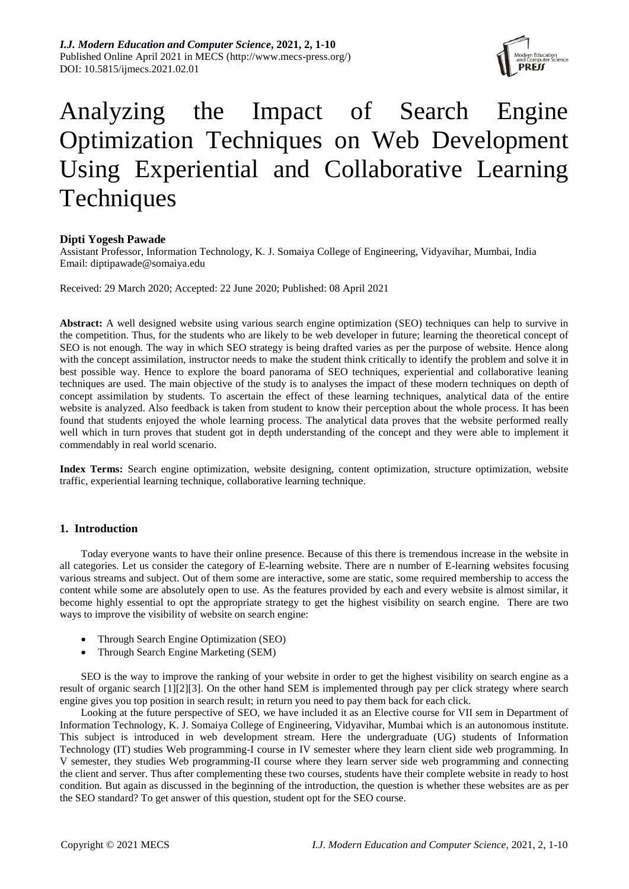# Analyzing the Impact of Search Engine Optimization Techniques on Web Development Using Experiential and Collaborative Learning Techniques

**Dipti Yogesh Pawade**

Assistant Professor, Information Technology, K. J. Somaiya College of Engineering, Vidyavihar, Mumbai, India
Email: diptipawade@somaiya.edu

Received: 29 March 2020; Accepted: 22 June 2020; Published: 08 April 2021

**Abstract:** A well designed website using various search engine optimization (SEO) techniques can help to survive in the competition. Thus, for the students who are likely to be web developer in future; learning the theoretical concept of SEO is not enough. The way in which SEO strategy is being drafted varies as per the purpose of website. Hence along with the concept assimilation, instructor needs to make the student think critically to identify the problem and solve it in best possible way. Hence to explore the board panorama of SEO techniques, experiential and collaborative leaning techniques are used. The main objective of the study is to analyses the impact of these modern techniques on depth of concept assimilation by students. To ascertain the effect of these learning techniques, analytical data of the entire website is analyzed. Also feedback is taken from student to know their perception about the whole process. It has been found that students enjoyed the whole learning process. The analytical data proves that the website performed really well which in turn proves that student got in depth understanding of the concept and they were able to implement it commendably in real world scenario.

**Index Terms:** Search engine optimization, website designing, content optimization, structure optimization, website traffic, experiential learning technique, collaborative learning technique.

## 1. Introduction

Today everyone wants to have their online presence. Because of this there is tremendous increase in the website in all categories. Let us consider the category of E-learning website. There are n number of E-learning websites focusing various streams and subject. Out of them some are interactive, some are static, some required membership to access the content while some are absolutely open to use. As the features provided by each and every website is almost similar, it become highly essential to opt the appropriate strategy to get the highest visibility on search engine. There are two ways to improve the visibility of website on search engine:

- Through Search Engine Optimization (SEO)
- Through Search Engine Marketing (SEM)

SEO is the way to improve the ranking of your website in order to get the highest visibility on search engine as a result of organic search [1][2][3]. On the other hand SEM is implemented through pay per click strategy where search engine gives you top position in search result; in return you need to pay them back for each click.

Looking at the future perspective of SEO, we have included it as an Elective course for VII sem in Department of Information Technology, K. J. Somaiya College of Engineering, Vidyavihar, Mumbai which is an autonomous institute. This subject is introduced in web development stream. Here the undergraduate (UG) students of Information Technology (IT) studies Web programming-I course in IV semester where they learn client side web programming. In V semester, they studies Web programming-II course where they learn server side web programming and connecting the client and server. Thus after complementing these two courses, students have their complete website in ready to host condition. But again as discussed in the beginning of the introduction, the question is whether these websites are as per the SEO standard? To get answer of this question, student opt for the SEO course.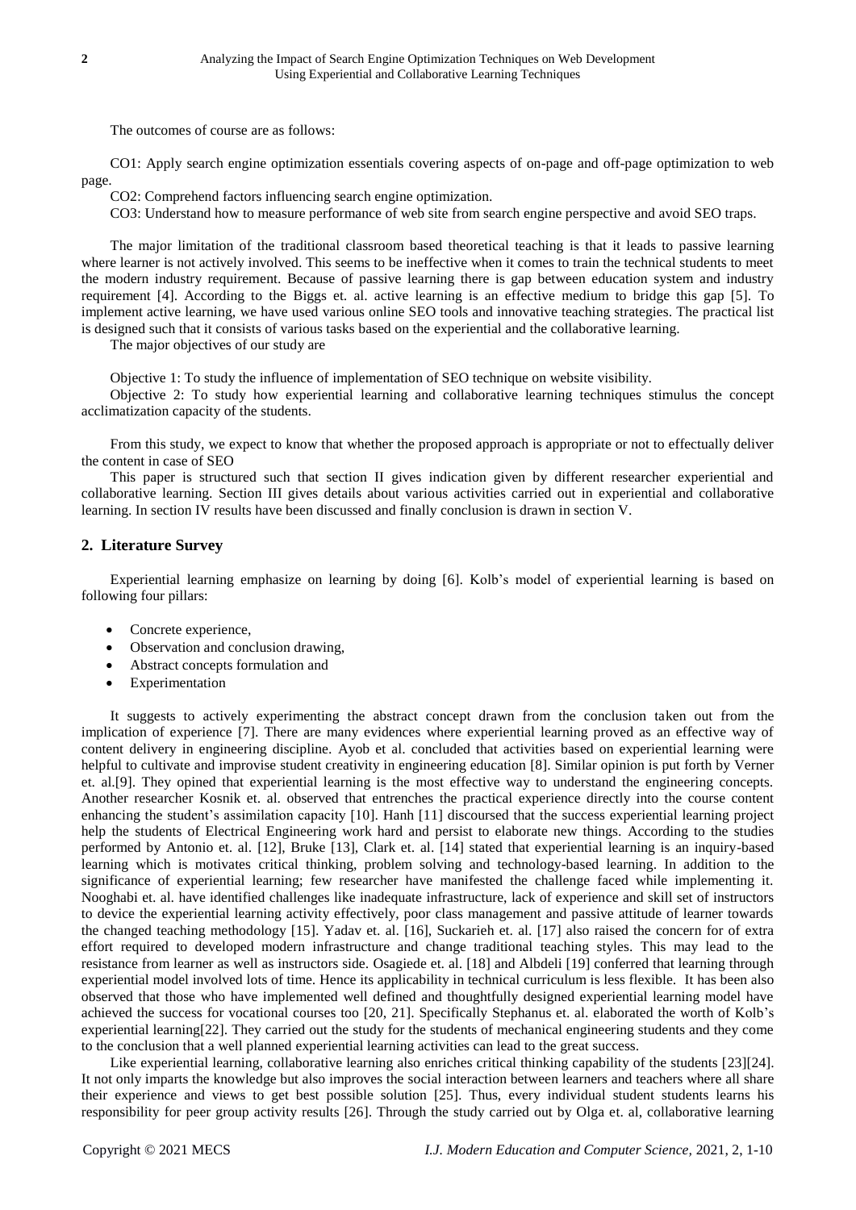The outcomes of course are as follows:

CO1: Apply search engine optimization essentials covering aspects of on-page and off-page optimization to web page.

CO2: Comprehend factors influencing search engine optimization.

CO3: Understand how to measure performance of web site from search engine perspective and avoid SEO traps.

The major limitation of the traditional classroom based theoretical teaching is that it leads to passive learning where learner is not actively involved. This seems to be ineffective when it comes to train the technical students to meet the modern industry requirement. Because of passive learning there is gap between education system and industry requirement [4]. According to the Biggs et. al. active learning is an effective medium to bridge this gap [5]. To implement active learning, we have used various online SEO tools and innovative teaching strategies. The practical list is designed such that it consists of various tasks based on the experiential and the collaborative learning.

The major objectives of our study are

Objective 1: To study the influence of implementation of SEO technique on website visibility.

Objective 2: To study how experiential learning and collaborative learning techniques stimulus the concept acclimatization capacity of the students.

From this study, we expect to know that whether the proposed approach is appropriate or not to effectually deliver the content in case of SEO

This paper is structured such that section II gives indication given by different researcher experiential and collaborative learning. Section III gives details about various activities carried out in experiential and collaborative learning. In section IV results have been discussed and finally conclusion is drawn in section V.

## 2. Literature Survey

Experiential learning emphasize on learning by doing [6]. Kolb's model of experiential learning is based on following four pillars:

- Concrete experience,
- Observation and conclusion drawing,
- Abstract concepts formulation and
- Experimentation

It suggests to actively experimenting the abstract concept drawn from the conclusion taken out from the implication of experience [7]. There are many evidences where experiential learning proved as an effective way of content delivery in engineering discipline. Ayob et al. concluded that activities based on experiential learning were helpful to cultivate and improvise student creativity in engineering education [8]. Similar opinion is put forth by Verner et. al.[9]. They opined that experiential learning is the most effective way to understand the engineering concepts. Another researcher Kosnik et. al. observed that entrenches the practical experience directly into the course content enhancing the student's assimilation capacity [10]. Hanh [11] discoursed that the success experiential learning project help the students of Electrical Engineering work hard and persist to elaborate new things. According to the studies performed by Antonio et. al. [12], Bruke [13], Clark et. al. [14] stated that experiential learning is an inquiry-based learning which is motivates critical thinking, problem solving and technology-based learning. In addition to the significance of experiential learning; few researcher have manifested the challenge faced while implementing it. Nooghabi et. al. have identified challenges like inadequate infrastructure, lack of experience and skill set of instructors to device the experiential learning activity effectively, poor class management and passive attitude of learner towards the changed teaching methodology [15]. Yadav et. al. [16], Suckarieh et. al. [17] also raised the concern for of extra effort required to developed modern infrastructure and change traditional teaching styles. This may lead to the resistance from learner as well as instructors side. Osagiede et. al. [18] and Albdeli [19] conferred that learning through experiential model involved lots of time. Hence its applicability in technical curriculum is less flexible. It has been also observed that those who have implemented well defined and thoughtfully designed experiential learning model have achieved the success for vocational courses too [20, 21]. Specifically Stephanus et. al. elaborated the worth of Kolb's experiential learning[22]. They carried out the study for the students of mechanical engineering students and they come to the conclusion that a well planned experiential learning activities can lead to the great success.

Like experiential learning, collaborative learning also enriches critical thinking capability of the students [23][24]. It not only imparts the knowledge but also improves the social interaction between learners and teachers where all share their experience and views to get best possible solution [25]. Thus, every individual student students learns his responsibility for peer group activity results [26]. Through the study carried out by Olga et. al, collaborative learning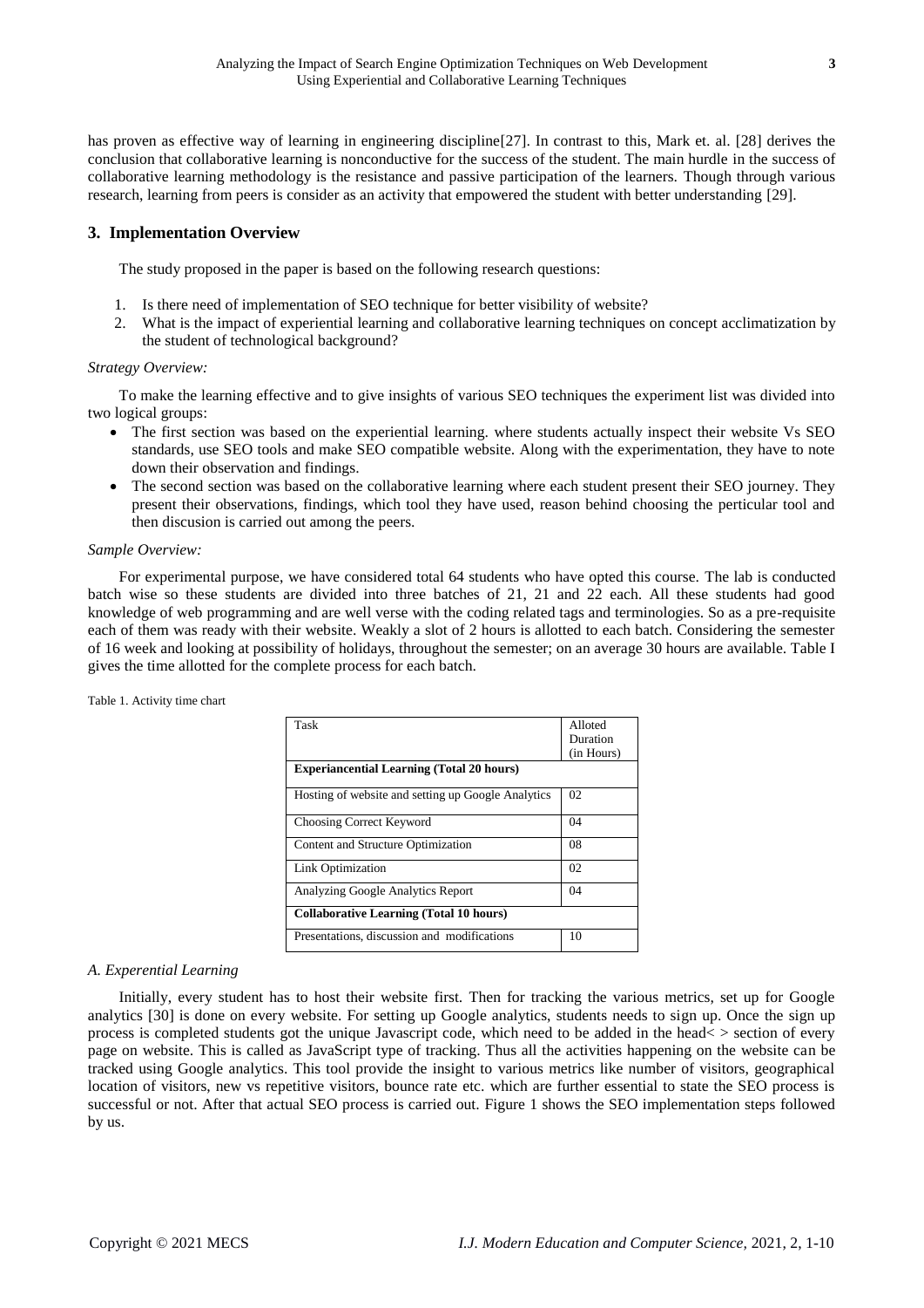has proven as effective way of learning in engineering discipline[27]. In contrast to this, Mark et. al. [28] derives the conclusion that collaborative learning is nonconductive for the success of the student. The main hurdle in the success of collaborative learning methodology is the resistance and passive participation of the learners. Though through various research, learning from peers is consider as an activity that empowered the student with better understanding [29].

## 3. Implementation Overview

The study proposed in the paper is based on the following research questions:

1. Is there need of implementation of SEO technique for better visibility of website?
2. What is the impact of experiential learning and collaborative learning techniques on concept acclimatization by the student of technological background?

*Strategy Overview:*

To make the learning effective and to give insights of various SEO techniques the experiment list was divided into two logical groups:

- The first section was based on the experiential learning. where students actually inspect their website Vs SEO standards, use SEO tools and make SEO compatible website. Along with the experimentation, they have to note down their observation and findings.
- The second section was based on the collaborative learning where each student present their SEO journey. They present their observations, findings, which tool they have used, reason behind choosing the perticular tool and then discusion is carried out among the peers.

*Sample Overview:*

For experimental purpose, we have considered total 64 students who have opted this course. The lab is conducted batch wise so these students are divided into three batches of 21, 21 and 22 each. All these students had good knowledge of web programming and are well verse with the coding related tags and terminologies. So as a pre-requisite each of them was ready with their website. Weakly a slot of 2 hours is allotted to each batch. Considering the semester of 16 week and looking at possibility of holidays, throughout the semester; on an average 30 hours are available. Table I gives the time allotted for the complete process for each batch.

Table 1. Activity time chart

| Task | Alloted Duration (in Hours) |
|---|---|
| **Experiancential Learning (Total 20 hours)** | |
| Hosting of website and setting up Google Analytics | 02 |
| Choosing Correct Keyword | 04 |
| Content and Structure Optimization | 08 |
| Link Optimization | 02 |
| Analyzing Google Analytics Report | 04 |
| **Collaborative Learning (Total 10 hours)** | |
| Presentations, discussion and modifications | 10 |

### *A. Experential Learning*

Initially, every student has to host their website first. Then for tracking the various metrics, set up for Google analytics [30] is done on every website. For setting up Google analytics, students needs to sign up. Once the sign up process is completed students got the unique Javascript code, which need to be added in the head< > section of every page on website. This is called as JavaScript type of tracking. Thus all the activities happening on the website can be tracked using Google analytics. This tool provide the insight to various metrics like number of visitors, geographical location of visitors, new vs repetitive visitors, bounce rate etc. which are further essential to state the SEO process is successful or not. After that actual SEO process is carried out. Figure 1 shows the SEO implementation steps followed by us.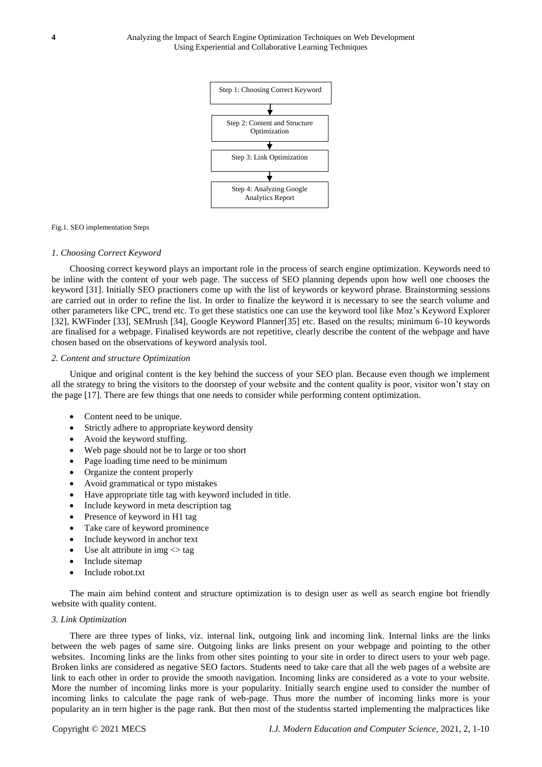Step 1: Choosing Correct Keyword

↓

Step 2: Content and Structure Optimization

↓

Step 3: Link Optimization

↓

Step 4: Analyzing Google Analytics Report

Fig.1. SEO implementation Steps

*1. Choosing Correct Keyword*

Choosing correct keyword plays an important role in the process of search engine optimization. Keywords need to be inline with the content of your web page. The success of SEO planning depends upon how well one chooses the keyword [31]. Initially SEO practioners come up with the list of keywords or keyword phrase. Brainstorming sessions are carried out in order to refine the list. In order to finalize the keyword it is necessary to see the search volume and other parameters like CPC, trend etc. To get these statistics one can use the keyword tool like Moz's Keyword Explorer [32], KWFinder [33], SEMrush [34], Google Keyword Planner[35] etc. Based on the results; minimum 6-10 keywords are finalised for a webpage. Finalised keywords are not repetitive, clearly describe the content of the webpage and have chosen based on the observations of keyword analysis tool.

*2. Content and structure Optimization*

Unique and original content is the key behind the success of your SEO plan. Because even though we implement all the strategy to bring the visitors to the doorstep of your website and the content quality is poor, visitor won't stay on the page [17]. There are few things that one needs to consider while performing content optimization.

- Content need to be unique.
- Strictly adhere to appropriate keyword density
- Avoid the keyword stuffing.
- Web page should not be to large or too short
- Page loading time need to be minimum
- Organize the content properly
- Avoid grammatical or typo mistakes
- Have appropriate title tag with keyword included in title.
- Include keyword in meta description tag
- Presence of keyword in H1 tag
- Take care of keyword prominence
- Include keyword in anchor text
- Use alt attribute in img <> tag
- Include sitemap
- Include robot.txt

The main aim behind content and structure optimization is to design user as well as search engine bot friendly website with quality content.

*3. Link Optimization*

There are three types of links, viz. internal link, outgoing link and incoming link. Internal links are the links between the web pages of same sire. Outgoing links are links present on your webpage and pointing to the other websites. Incoming links are the links from other sites pointing to your site in order to direct users to your web page. Broken links are considered as negative SEO factors. Students need to take care that all the web pages of a website are link to each other in order to provide the smooth navigation. Incoming links are considered as a vote to your website. More the number of incoming links more is your popularity. Initially search engine used to consider the number of incoming links to calculate the page rank of web-page. Thus more the number of incoming links more is your popularity an in tern higher is the page rank. But then most of the studentss started implementing the malpractices like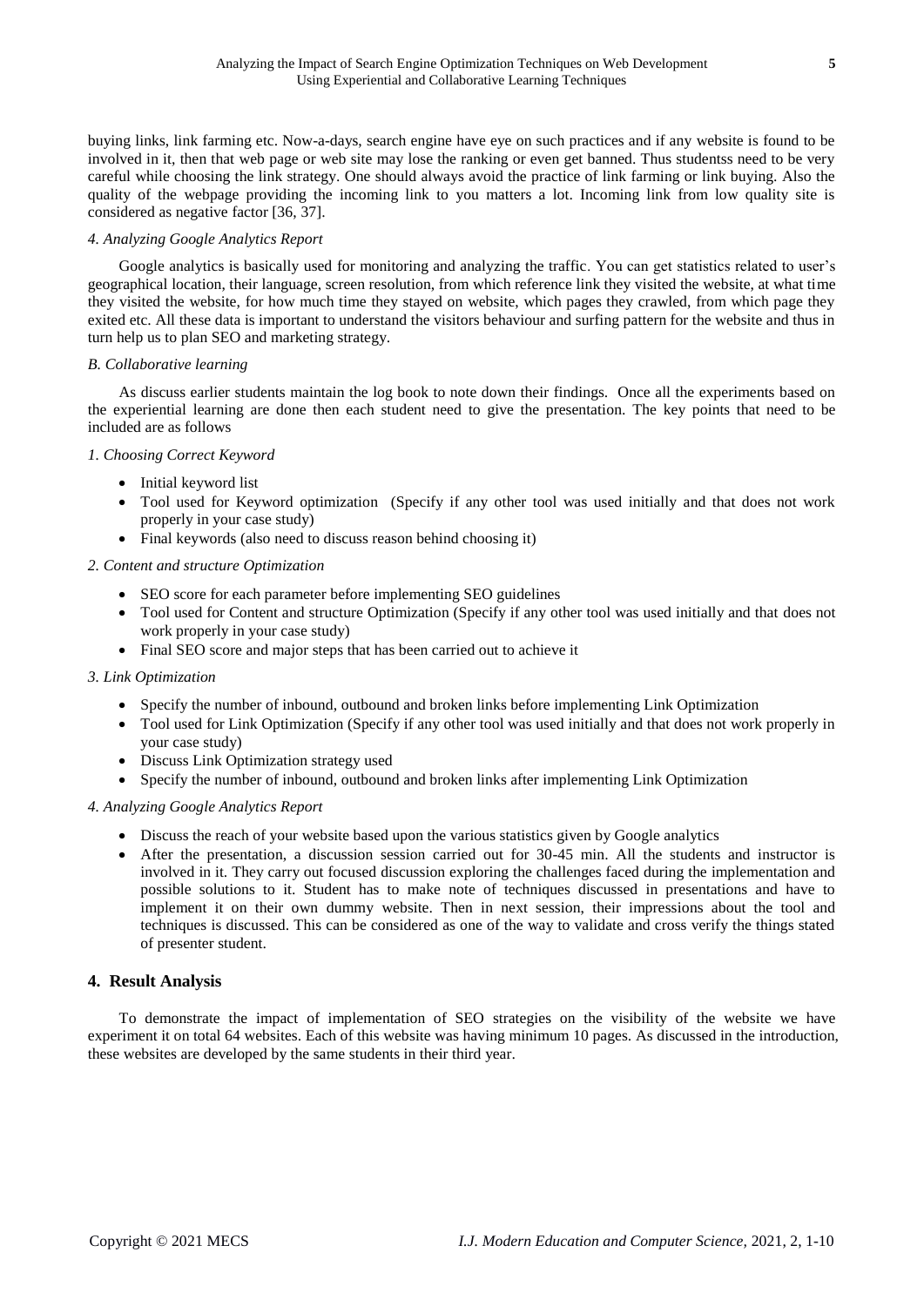buying links, link farming etc. Now-a-days, search engine have eye on such practices and if any website is found to be involved in it, then that web page or web site may lose the ranking or even get banned. Thus studentss need to be very careful while choosing the link strategy. One should always avoid the practice of link farming or link buying. Also the quality of the webpage providing the incoming link to you matters a lot. Incoming link from low quality site is considered as negative factor [36, 37].

*4. Analyzing Google Analytics Report*

Google analytics is basically used for monitoring and analyzing the traffic. You can get statistics related to user's geographical location, their language, screen resolution, from which reference link they visited the website, at what time they visited the website, for how much time they stayed on website, which pages they crawled, from which page they exited etc. All these data is important to understand the visitors behaviour and surfing pattern for the website and thus in turn help us to plan SEO and marketing strategy.

*B. Collaborative learning*

As discuss earlier students maintain the log book to note down their findings. Once all the experiments based on the experiential learning are done then each student need to give the presentation. The key points that need to be included are as follows

*1. Choosing Correct Keyword*

- Initial keyword list
- Tool used for Keyword optimization (Specify if any other tool was used initially and that does not work properly in your case study)
- Final keywords (also need to discuss reason behind choosing it)

*2. Content and structure Optimization*

- SEO score for each parameter before implementing SEO guidelines
- Tool used for Content and structure Optimization (Specify if any other tool was used initially and that does not work properly in your case study)
- Final SEO score and major steps that has been carried out to achieve it

*3. Link Optimization*

- Specify the number of inbound, outbound and broken links before implementing Link Optimization
- Tool used for Link Optimization (Specify if any other tool was used initially and that does not work properly in your case study)
- Discuss Link Optimization strategy used
- Specify the number of inbound, outbound and broken links after implementing Link Optimization

*4. Analyzing Google Analytics Report*

- Discuss the reach of your website based upon the various statistics given by Google analytics
- After the presentation, a discussion session carried out for 30-45 min. All the students and instructor is involved in it. They carry out focused discussion exploring the challenges faced during the implementation and possible solutions to it. Student has to make note of techniques discussed in presentations and have to implement it on their own dummy website. Then in next session, their impressions about the tool and techniques is discussed. This can be considered as one of the way to validate and cross verify the things stated of presenter student.

## 4. Result Analysis

To demonstrate the impact of implementation of SEO strategies on the visibility of the website we have experiment it on total 64 websites. Each of this website was having minimum 10 pages. As discussed in the introduction, these websites are developed by the same students in their third year.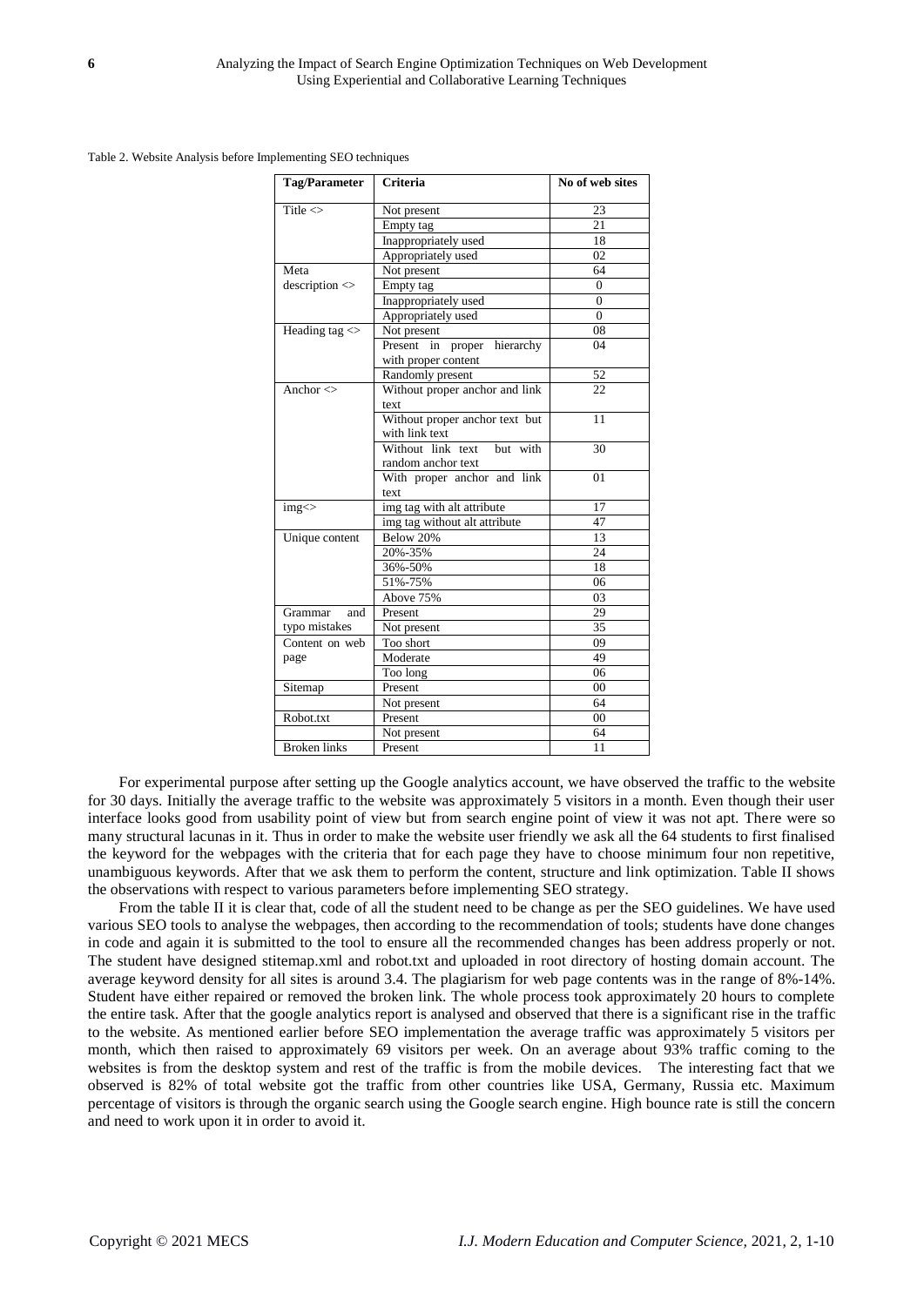Table 2. Website Analysis before Implementing SEO techniques

| Tag/Parameter | Criteria | No of web sites |
|---|---|---|
| Title <> | Not present | 23 |
| | Empty tag | 21 |
| | Inappropriately used | 18 |
| | Appropriately used | 02 |
| Meta description <> | Not present | 64 |
| | Empty tag | 0 |
| | Inappropriately used | 0 |
| | Appropriately used | 0 |
| Heading tag <> | Not present | 08 |
| | Present in proper hierarchy with proper content | 04 |
| | Randomly present | 52 |
| Anchor <> | Without proper anchor and link text | 22 |
| | Without proper anchor text but with link text | 11 |
| | Without link text but with random anchor text | 30 |
| | With proper anchor and link text | 01 |
| img<> | img tag with alt attribute | 17 |
| | img tag without alt attribute | 47 |
| Unique content | Below 20% | 13 |
| | 20%-35% | 24 |
| | 36%-50% | 18 |
| | 51%-75% | 06 |
| | Above 75% | 03 |
| Grammar and typo mistakes | Present | 29 |
| | Not present | 35 |
| Content on web page | Too short | 09 |
| | Moderate | 49 |
| | Too long | 06 |
| Sitemap | Present | 00 |
| | Not present | 64 |
| Robot.txt | Present | 00 |
| | Not present | 64 |
| Broken links | Present | 11 |

For experimental purpose after setting up the Google analytics account, we have observed the traffic to the website for 30 days. Initially the average traffic to the website was approximately 5 visitors in a month. Even though their user interface looks good from usability point of view but from search engine point of view it was not apt. There were so many structural lacunas in it. Thus in order to make the website user friendly we ask all the 64 students to first finalised the keyword for the webpages with the criteria that for each page they have to choose minimum four non repetitive, unambiguous keywords. After that we ask them to perform the content, structure and link optimization. Table II shows the observations with respect to various parameters before implementing SEO strategy.

From the table II it is clear that, code of all the student need to be change as per the SEO guidelines. We have used various SEO tools to analyse the webpages, then according to the recommendation of tools; students have done changes in code and again it is submitted to the tool to ensure all the recommended changes has been address properly or not. The student have designed stitemap.xml and robot.txt and uploaded in root directory of hosting domain account. The average keyword density for all sites is around 3.4. The plagiarism for web page contents was in the range of 8%-14%. Student have either repaired or removed the broken link. The whole process took approximately 20 hours to complete the entire task. After that the google analytics report is analysed and observed that there is a significant rise in the traffic to the website. As mentioned earlier before SEO implementation the average traffic was approximately 5 visitors per month, which then raised to approximately 69 visitors per week. On an average about 93% traffic coming to the websites is from the desktop system and rest of the traffic is from the mobile devices. The interesting fact that we observed is 82% of total website got the traffic from other countries like USA, Germany, Russia etc. Maximum percentage of visitors is through the organic search using the Google search engine. High bounce rate is still the concern and need to work upon it in order to avoid it.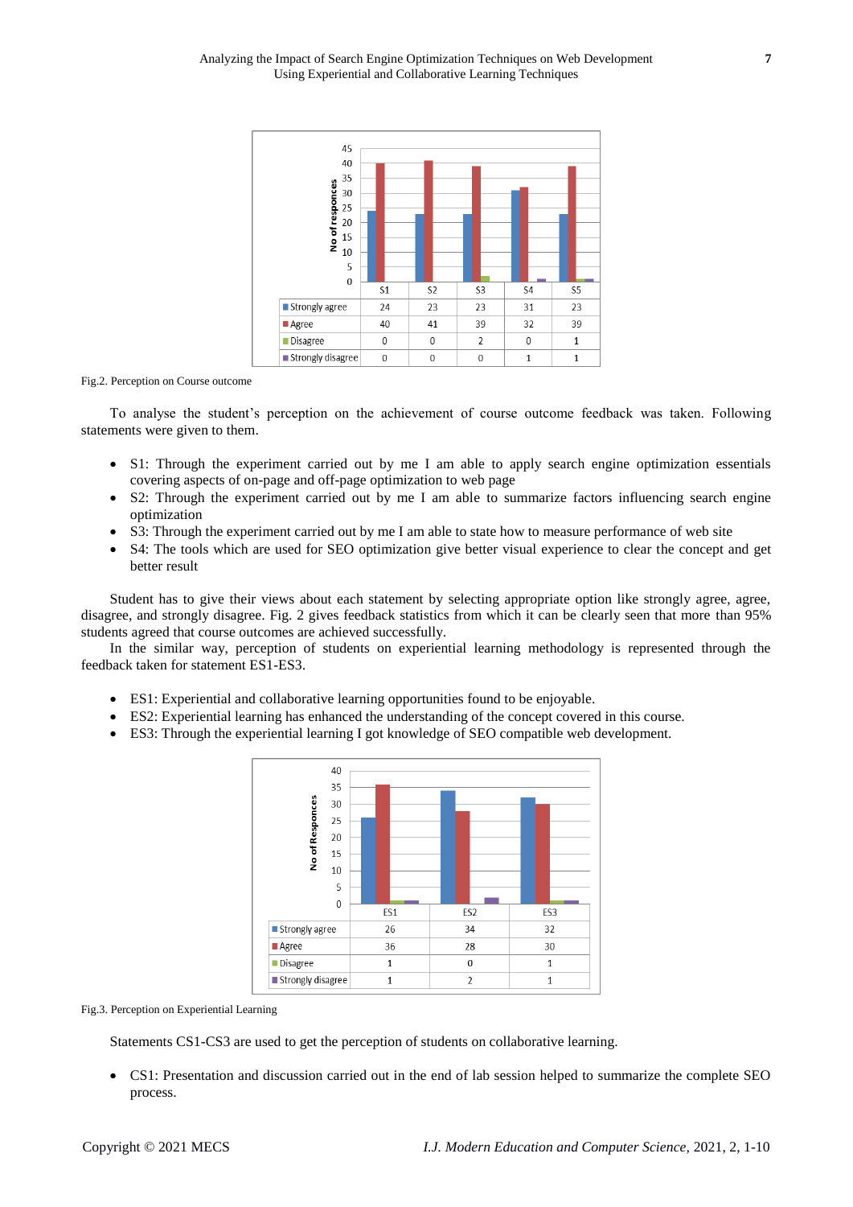| | S1 | S2 | S3 | S4 | S5 |
|---|---|---|---|---|---|
| Strongly agree | 24 | 23 | 23 | 31 | 23 |
| Agree | 40 | 41 | 39 | 32 | 39 |
| Disagree | 0 | 0 | 2 | 0 | 1 |
| Strongly disagree | 0 | 0 | 0 | 1 | 1 |

Fig.2. Perception on Course outcome

To analyse the student's perception on the achievement of course outcome feedback was taken. Following statements were given to them.

- S1: Through the experiment carried out by me I am able to apply search engine optimization essentials covering aspects of on-page and off-page optimization to web page
- S2: Through the experiment carried out by me I am able to summarize factors influencing search engine optimization
- S3: Through the experiment carried out by me I am able to state how to measure performance of web site
- S4: The tools which are used for SEO optimization give better visual experience to clear the concept and get better result

Student has to give their views about each statement by selecting appropriate option like strongly agree, agree, disagree, and strongly disagree. Fig. 2 gives feedback statistics from which it can be clearly seen that more than 95% students agreed that course outcomes are achieved successfully.

In the similar way, perception of students on experiential learning methodology is represented through the feedback taken for statement ES1-ES3.

- ES1: Experiential and collaborative learning opportunities found to be enjoyable.
- ES2: Experiential learning has enhanced the understanding of the concept covered in this course.
- ES3: Through the experiential learning I got knowledge of SEO compatible web development.

| | ES1 | ES2 | ES3 |
|---|---|---|---|
| Strongly agree | 26 | 34 | 32 |
| Agree | 36 | 28 | 30 |
| Disagree | 1 | 0 | 1 |
| Strongly disagree | 1 | 2 | 1 |

Fig.3. Perception on Experiential Learning

Statements CS1-CS3 are used to get the perception of students on collaborative learning.

- CS1: Presentation and discussion carried out in the end of lab session helped to summarize the complete SEO process.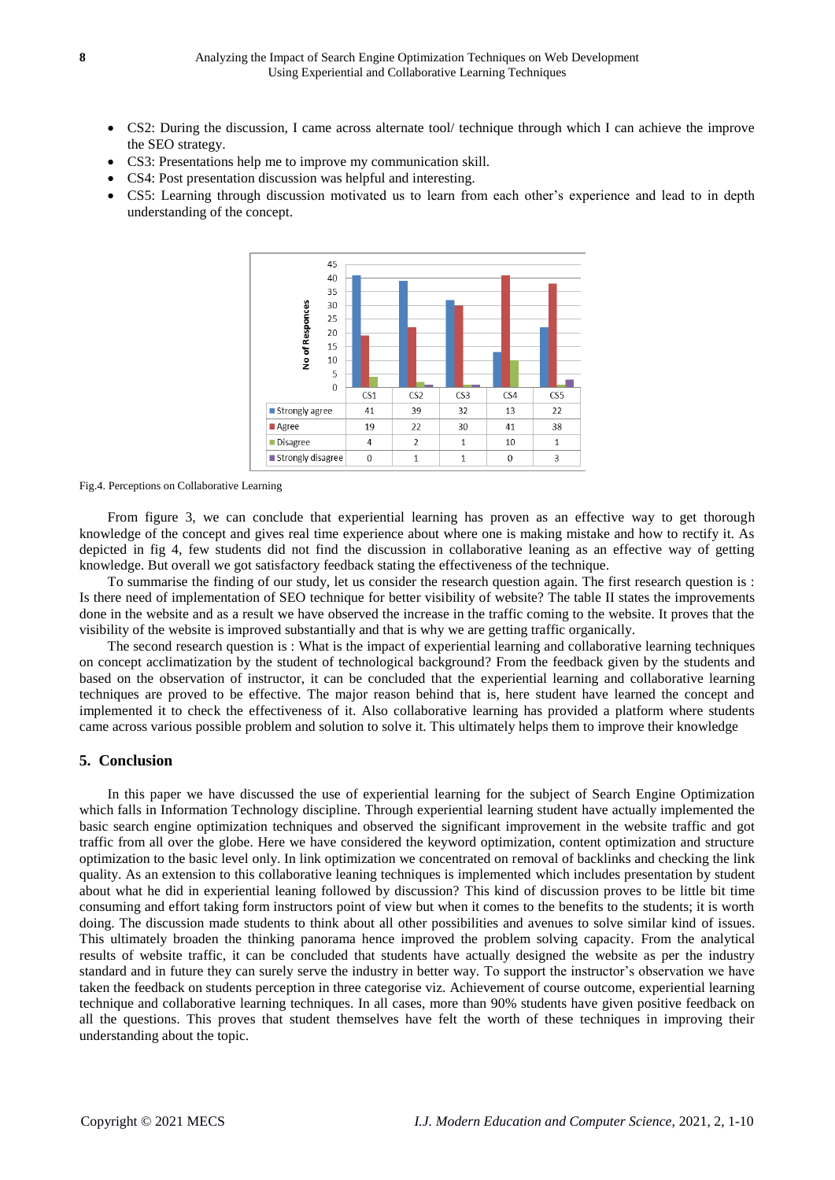- CS2: During the discussion, I came across alternate tool/ technique through which I can achieve the improve the SEO strategy.
- CS3: Presentations help me to improve my communication skill.
- CS4: Post presentation discussion was helpful and interesting.
- CS5: Learning through discussion motivated us to learn from each other's experience and lead to in depth understanding of the concept.

| | CS1 | CS2 | CS3 | CS4 | CS5 |
|---|---|---|---|---|---|
| Strongly agree | 41 | 39 | 32 | 13 | 22 |
| Agree | 19 | 22 | 30 | 41 | 38 |
| Disagree | 4 | 2 | 1 | 10 | 1 |
| Strongly disagree | 0 | 1 | 1 | 0 | 3 |

Fig.4. Perceptions on Collaborative Learning

From figure 3, we can conclude that experiential learning has proven as an effective way to get thorough knowledge of the concept and gives real time experience about where one is making mistake and how to rectify it. As depicted in fig 4, few students did not find the discussion in collaborative leaning as an effective way of getting knowledge. But overall we got satisfactory feedback stating the effectiveness of the technique.

To summarise the finding of our study, let us consider the research question again. The first research question is : Is there need of implementation of SEO technique for better visibility of website? The table II states the improvements done in the website and as a result we have observed the increase in the traffic coming to the website. It proves that the visibility of the website is improved substantially and that is why we are getting traffic organically.

The second research question is : What is the impact of experiential learning and collaborative learning techniques on concept acclimatization by the student of technological background? From the feedback given by the students and based on the observation of instructor, it can be concluded that the experiential learning and collaborative learning techniques are proved to be effective. The major reason behind that is, here student have learned the concept and implemented it to check the effectiveness of it. Also collaborative learning has provided a platform where students came across various possible problem and solution to solve it. This ultimately helps them to improve their knowledge

## 5. Conclusion

In this paper we have discussed the use of experiential learning for the subject of Search Engine Optimization which falls in Information Technology discipline. Through experiential learning student have actually implemented the basic search engine optimization techniques and observed the significant improvement in the website traffic and got traffic from all over the globe. Here we have considered the keyword optimization, content optimization and structure optimization to the basic level only. In link optimization we concentrated on removal of backlinks and checking the link quality. As an extension to this collaborative leaning techniques is implemented which includes presentation by student about what he did in experiential leaning followed by discussion? This kind of discussion proves to be little bit time consuming and effort taking form instructors point of view but when it comes to the benefits to the students; it is worth doing. The discussion made students to think about all other possibilities and avenues to solve similar kind of issues. This ultimately broaden the thinking panorama hence improved the problem solving capacity. From the analytical results of website traffic, it can be concluded that students have actually designed the website as per the industry standard and in future they can surely serve the industry in better way. To support the instructor's observation we have taken the feedback on students perception in three categorise viz. Achievement of course outcome, experiential learning technique and collaborative learning techniques. In all cases, more than 90% students have given positive feedback on all the questions. This proves that student themselves have felt the worth of these techniques in improving their understanding about the topic.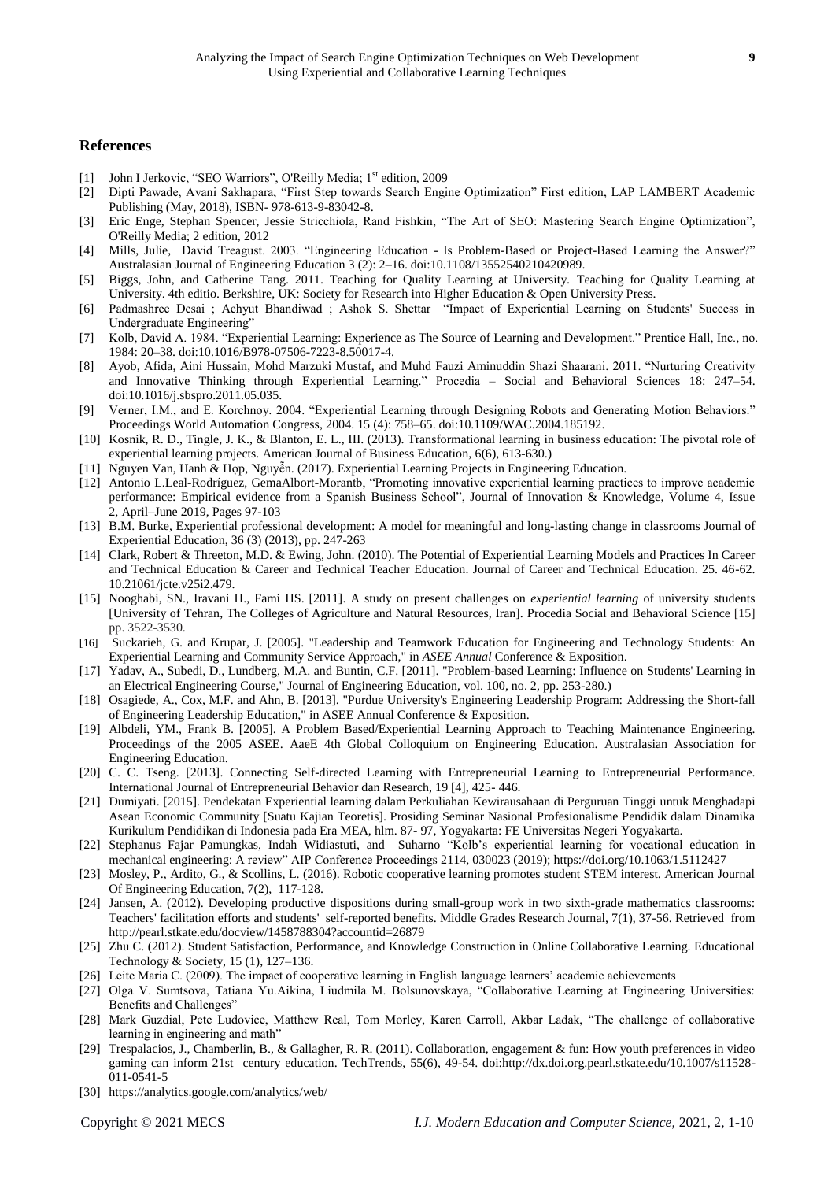## References

[1] John I Jerkovic, "SEO Warriors", O'Reilly Media; 1st edition, 2009

[2] Dipti Pawade, Avani Sakhapara, "First Step towards Search Engine Optimization" First edition, LAP LAMBERT Academic Publishing (May, 2018), ISBN- 978-613-9-83042-8.

[3] Eric Enge, Stephan Spencer, Jessie Stricchiola, Rand Fishkin, "The Art of SEO: Mastering Search Engine Optimization", O'Reilly Media; 2 edition, 2012

[4] Mills, Julie, David Treagust. 2003. "Engineering Education - Is Problem-Based or Project-Based Learning the Answer?" Australasian Journal of Engineering Education 3 (2): 2–16. doi:10.1108/13552540210420989.

[5] Biggs, John, and Catherine Tang. 2011. Teaching for Quality Learning at University. Teaching for Quality Learning at University. 4th editio. Berkshire, UK: Society for Research into Higher Education & Open University Press.

[6] Padmashree Desai ; Achyut Bhandiwad ; Ashok S. Shettar "Impact of Experiential Learning on Students' Success in Undergraduate Engineering"

[7] Kolb, David A. 1984. "Experiential Learning: Experience as The Source of Learning and Development." Prentice Hall, Inc., no. 1984: 20–38. doi:10.1016/B978-07506-7223-8.50017-4.

[8] Ayob, Afida, Aini Hussain, Mohd Marzuki Mustaf, and Muhd Fauzi Aminuddin Shazi Shaarani. 2011. "Nurturing Creativity and Innovative Thinking through Experiential Learning." Procedia – Social and Behavioral Sciences 18: 247–54. doi:10.1016/j.sbspro.2011.05.035.

[9] Verner, I.M., and E. Korchnoy. 2004. "Experiential Learning through Designing Robots and Generating Motion Behaviors." Proceedings World Automation Congress, 2004. 15 (4): 758–65. doi:10.1109/WAC.2004.185192.

[10] Kosnik, R. D., Tingle, J. K., & Blanton, E. L., III. (2013). Transformational learning in business education: The pivotal role of experiential learning projects. American Journal of Business Education, 6(6), 613-630.)

[11] Nguyen Van, Hanh & Hợp, Nguyễn. (2017). Experiential Learning Projects in Engineering Education.

[12] Antonio L.Leal-Rodríguez, GemaAlbort-Morantb, "Promoting innovative experiential learning practices to improve academic performance: Empirical evidence from a Spanish Business School", Journal of Innovation & Knowledge, Volume 4, Issue 2, April–June 2019, Pages 97-103

[13] B.M. Burke, Experiential professional development: A model for meaningful and long-lasting change in classrooms Journal of Experiential Education, 36 (3) (2013), pp. 247-263

[14] Clark, Robert & Threeton, M.D. & Ewing, John. (2010). The Potential of Experiential Learning Models and Practices In Career and Technical Education & Career and Technical Teacher Education. Journal of Career and Technical Education. 25. 46-62. 10.21061/jcte.v25i2.479.

[15] Nooghabi, SN., Iravani H., Fami HS. [2011]. A study on present challenges on *experiential learning* of university students [University of Tehran, The Colleges of Agriculture and Natural Resources, Iran]. Procedia Social and Behavioral Science [15] pp. 3522-3530.

[16] Suckarieh, G. and Krupar, J. [2005]. "Leadership and Teamwork Education for Engineering and Technology Students: An Experiential Learning and Community Service Approach," in *ASEE Annual* Conference & Exposition.

[17] Yadav, A., Subedi, D., Lundberg, M.A. and Buntin, C.F. [2011]. "Problem-based Learning: Influence on Students' Learning in an Electrical Engineering Course," Journal of Engineering Education, vol. 100, no. 2, pp. 253-280.)

[18] Osagiede, A., Cox, M.F. and Ahn, B. [2013]. "Purdue University's Engineering Leadership Program: Addressing the Short-fall of Engineering Leadership Education," in ASEE Annual Conference & Exposition.

[19] Albdeli, YM., Frank B. [2005]. A Problem Based/Experiential Learning Approach to Teaching Maintenance Engineering. Proceedings of the 2005 ASEE. AaeE 4th Global Colloquium on Engineering Education. Australasian Association for Engineering Education.

[20] C. C. Tseng. [2013]. Connecting Self-directed Learning with Entrepreneurial Learning to Entrepreneurial Performance. International Journal of Entrepreneurial Behavior dan Research, 19 [4], 425- 446.

[21] Dumiyati. [2015]. Pendekatan Experiential learning dalam Perkuliahan Kewirausahaan di Perguruan Tinggi untuk Menghadapi Asean Economic Community [Suatu Kajian Teoretis]. Prosiding Seminar Nasional Profesionalisme Pendidik dalam Dinamika Kurikulum Pendidikan di Indonesia pada Era MEA, hlm. 87- 97, Yogyakarta: FE Universitas Negeri Yogyakarta.

[22] Stephanus Fajar Pamungkas, Indah Widiastuti, and Suharno "Kolb's experiential learning for vocational education in mechanical engineering: A review" AIP Conference Proceedings 2114, 030023 (2019); https://doi.org/10.1063/1.5112427

[23] Mosley, P., Ardito, G., & Scollins, L. (2016). Robotic cooperative learning promotes student STEM interest. American Journal Of Engineering Education, 7(2), 117-128.

[24] Jansen, A. (2012). Developing productive dispositions during small-group work in two sixth-grade mathematics classrooms: Teachers' facilitation efforts and students' self-reported benefits. Middle Grades Research Journal, 7(1), 37-56. Retrieved from http://pearl.stkate.edu/docview/1458788304?accountid=26879

[25] Zhu C. (2012). Student Satisfaction, Performance, and Knowledge Construction in Online Collaborative Learning. Educational Technology & Society, 15 (1), 127–136.

[26] Leite Maria C. (2009). The impact of cooperative learning in English language learners' academic achievements

[27] Olga V. Sumtsova, Tatiana Yu.Aikina, Liudmila M. Bolsunovskaya, "Collaborative Learning at Engineering Universities: Benefits and Challenges"

[28] Mark Guzdial, Pete Ludovice, Matthew Real, Tom Morley, Karen Carroll, Akbar Ladak, "The challenge of collaborative learning in engineering and math"

[29] Trespalacios, J., Chamberlin, B., & Gallagher, R. R. (2011). Collaboration, engagement & fun: How youth preferences in video gaming can inform 21st century education. TechTrends, 55(6), 49-54. doi:http://dx.doi.org.pearl.stkate.edu/10.1007/s11528-011-0541-5

[30] https://analytics.google.com/analytics/web/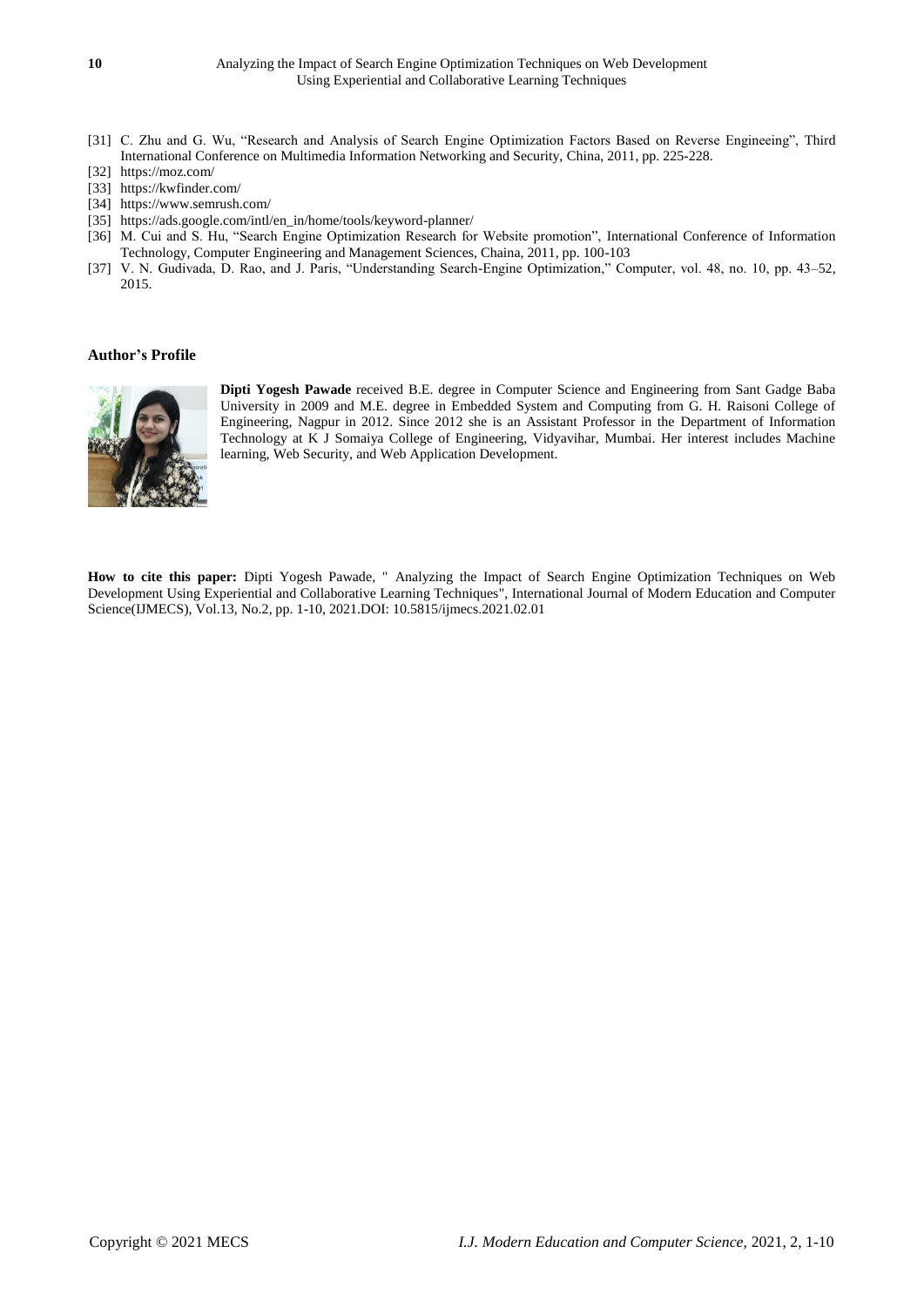[31] C. Zhu and G. Wu, "Research and Analysis of Search Engine Optimization Factors Based on Reverse Engineeing", Third International Conference on Multimedia Information Networking and Security, China, 2011, pp. 225-228.

[32] https://moz.com/

[33] https://kwfinder.com/

[34] https://www.semrush.com/

[35] https://ads.google.com/intl/en_in/home/tools/keyword-planner/

[36] M. Cui and S. Hu, "Search Engine Optimization Research for Website promotion", International Conference of Information Technology, Computer Engineering and Management Sciences, Chaina, 2011, pp. 100-103

[37] V. N. Gudivada, D. Rao, and J. Paris, "Understanding Search-Engine Optimization," Computer, vol. 48, no. 10, pp. 43–52, 2015.

### Author's Profile

**Dipti Yogesh Pawade** received B.E. degree in Computer Science and Engineering from Sant Gadge Baba University in 2009 and M.E. degree in Embedded System and Computing from G. H. Raisoni College of Engineering, Nagpur in 2012. Since 2012 she is an Assistant Professor in the Department of Information Technology at K J Somaiya College of Engineering, Vidyavihar, Mumbai. Her interest includes Machine learning, Web Security, and Web Application Development.

**How to cite this paper:** Dipti Yogesh Pawade, " Analyzing the Impact of Search Engine Optimization Techniques on Web Development Using Experiential and Collaborative Learning Techniques", International Journal of Modern Education and Computer Science(IJMECS), Vol.13, No.2, pp. 1-10, 2021.DOI: 10.5815/ijmecs.2021.02.01